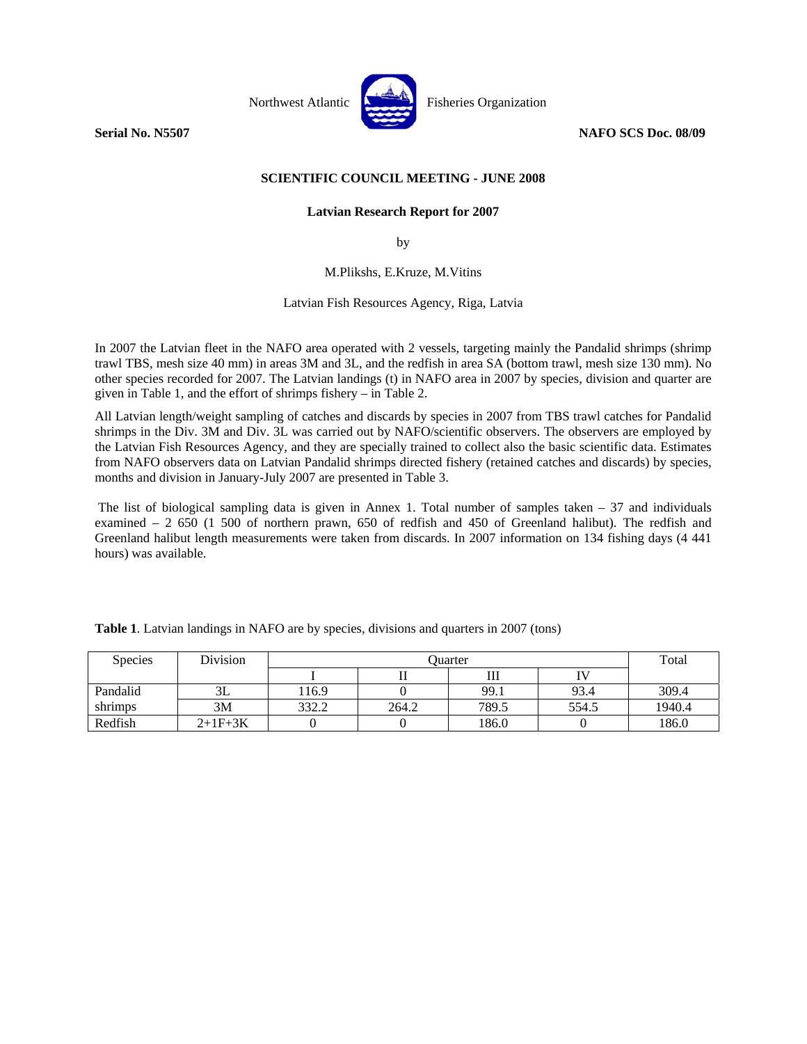Northwest Atlantic Fisheries Organization

**Serial No. N5507** **NAFO SCS Doc. 08/09**

**SCIENTIFIC COUNCIL MEETING - JUNE 2008**

**Latvian Research Report for 2007**

by

M.Pliksh, E.Kruze, M.Vitins

Latvian Fish Resources Agency, Riga, Latvia

In 2007 the Latvian fleet in the NAFO area operated with 2 vessels, targeting mainly the Pandalid shrimps (shrimp trawl TBS, mesh size 40 mm) in areas 3M and 3L, and the redfish in area SA (bottom trawl, mesh size 130 mm). No other species recorded for 2007. The Latvian landings (t) in NAFO area in 2007 by species, division and quarter are given in Table 1, and the effort of shrimps fishery – in Table 2.

All Latvian length/weight sampling of catches and discards by species in 2007 from TBS trawl catches for Pandalid shrimps in the Div. 3M and Div. 3L was carried out by NAFO/scientific observers. The observers are employed by the Latvian Fish Resources Agency, and they are specially trained to collect also the basic scientific data. Estimates from NAFO observers data on Latvian Pandalid shrimps directed fishery (retained catches and discards) by species, months and division in January-July 2007 are presented in Table 3.

The list of biological sampling data is given in Annex 1. Total number of samples taken – 37 and individuals examined – 2 650 (1 500 of northern prawn, 650 of redfish and 450 of Greenland halibut). The redfish and Greenland halibut length measurements were taken from discards. In 2007 information on 134 fishing days (4 441 hours) was available.

**Table 1**. Latvian landings in NAFO are by species, divisions and quarters in 2007 (tons)

| Species | Division | Quarter | | | | Total |
|---|---|---|---|---|---|---|
| | | I | II | III | IV | |
| Pandalid shrimps | 3L | 116.9 | 0 | 99.1 | 93.4 | 309.4 |
| | 3M | 332.2 | 264.2 | 789.5 | 554.5 | 1940.4 |
| Redfish | 2+1F+3K | 0 | 0 | 186.0 | 0 | 186.0 |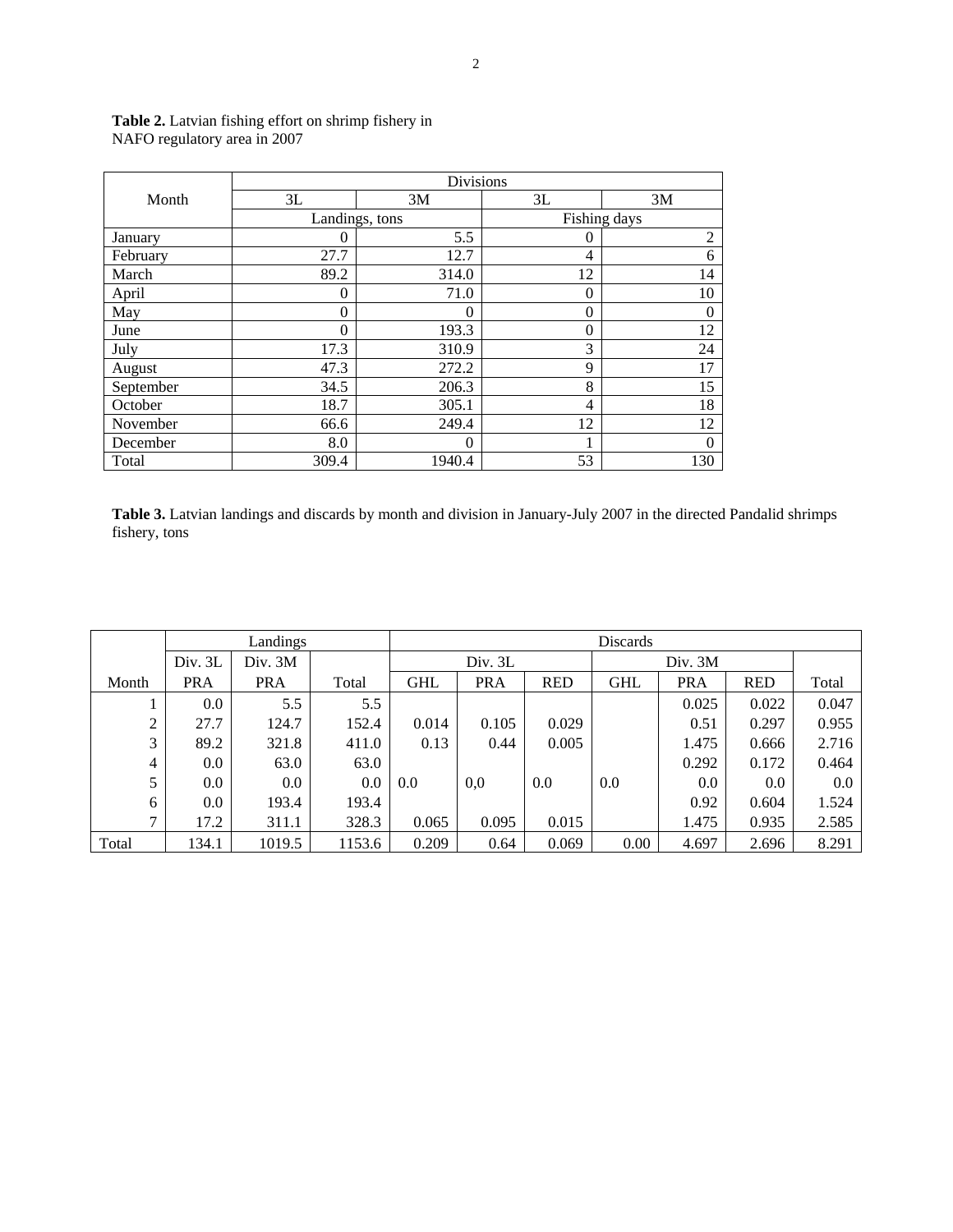**Table 2.** Latvian fishing effort on shrimp fishery in NAFO regulatory area in 2007

| Month | Divisions | | | |
|---|---|---|---|---|
| | 3L | 3M | 3L | 3M |
| | Landings, tons | | Fishing days | |
| January | 0 | 5.5 | 0 | 2 |
| February | 27.7 | 12.7 | 4 | 6 |
| March | 89.2 | 314.0 | 12 | 14 |
| April | 0 | 71.0 | 0 | 10 |
| May | 0 | 0 | 0 | 0 |
| June | 0 | 193.3 | 0 | 12 |
| July | 17.3 | 310.9 | 3 | 24 |
| August | 47.3 | 272.2 | 9 | 17 |
| September | 34.5 | 206.3 | 8 | 15 |
| October | 18.7 | 305.1 | 4 | 18 |
| November | 66.6 | 249.4 | 12 | 12 |
| December | 8.0 | 0 | 1 | 0 |
| Total | 309.4 | 1940.4 | 53 | 130 |

**Table 3.** Latvian landings and discards by month and division in January-July 2007 in the directed Pandalid shrimps fishery, tons

| | Landings | | | Discards | | | | | | |
|---|---|---|---|---|---|---|---|---|---|---|
| | Div. 3L | Div. 3M | | Div. 3L | | | Div. 3M | | | |
| Month | PRA | PRA | Total | GHL | PRA | RED | GHL | PRA | RED | Total |
| 1 | 0.0 | 5.5 | 5.5 | | | | | 0.025 | 0.022 | 0.047 |
| 2 | 27.7 | 124.7 | 152.4 | 0.014 | 0.105 | 0.029 | | 0.51 | 0.297 | 0.955 |
| 3 | 89.2 | 321.8 | 411.0 | 0.13 | 0.44 | 0.005 | | 1.475 | 0.666 | 2.716 |
| 4 | 0.0 | 63.0 | 63.0 | | | | | 0.292 | 0.172 | 0.464 |
| 5 | 0.0 | 0.0 | 0.0 | 0.0 | 0,0 | 0.0 | 0.0 | 0.0 | 0.0 | 0.0 |
| 6 | 0.0 | 193.4 | 193.4 | | | | | 0.92 | 0.604 | 1.524 |
| 7 | 17.2 | 311.1 | 328.3 | 0.065 | 0.095 | 0.015 | | 1.475 | 0.935 | 2.585 |
| Total | 134.1 | 1019.5 | 1153.6 | 0.209 | 0.64 | 0.069 | 0.00 | 4.697 | 2.696 | 8.291 |